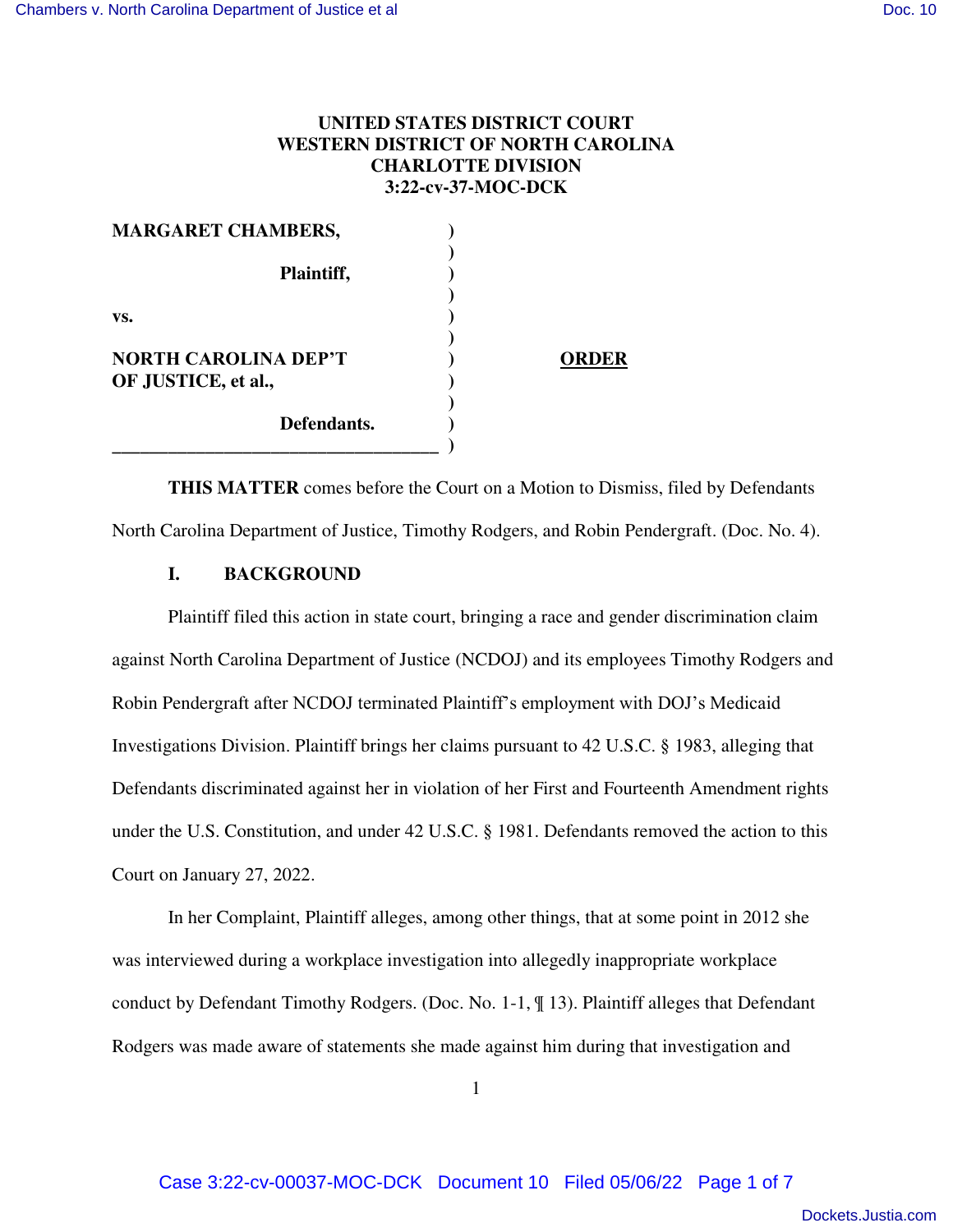**UNITED STATES DISTRICT COURT**
**WESTERN DISTRICT OF NORTH CAROLINA**
**CHARLOTTE DIVISION**
**3:22-cv-37-MOC-DCK**

**MARGARET CHAMBERS,**

**Plaintiff,**

**vs.**

**NORTH CAROLINA DEP'T OF JUSTICE, et al.,**

**Defendants.**

**ORDER**

**THIS MATTER** comes before the Court on a Motion to Dismiss, filed by Defendants North Carolina Department of Justice, Timothy Rodgers, and Robin Pendergraft. (Doc. No. 4).

## I. BACKGROUND

Plaintiff filed this action in state court, bringing a race and gender discrimination claim against North Carolina Department of Justice (NCDOJ) and its employees Timothy Rodgers and Robin Pendergraft after NCDOJ terminated Plaintiff's employment with DOJ's Medicaid Investigations Division. Plaintiff brings her claims pursuant to 42 U.S.C. § 1983, alleging that Defendants discriminated against her in violation of her First and Fourteenth Amendment rights under the U.S. Constitution, and under 42 U.S.C. § 1981. Defendants removed the action to this Court on January 27, 2022.

In her Complaint, Plaintiff alleges, among other things, that at some point in 2012 she was interviewed during a workplace investigation into allegedly inappropriate workplace conduct by Defendant Timothy Rodgers. (Doc. No. 1-1, ¶ 13). Plaintiff alleges that Defendant Rodgers was made aware of statements she made against him during that investigation and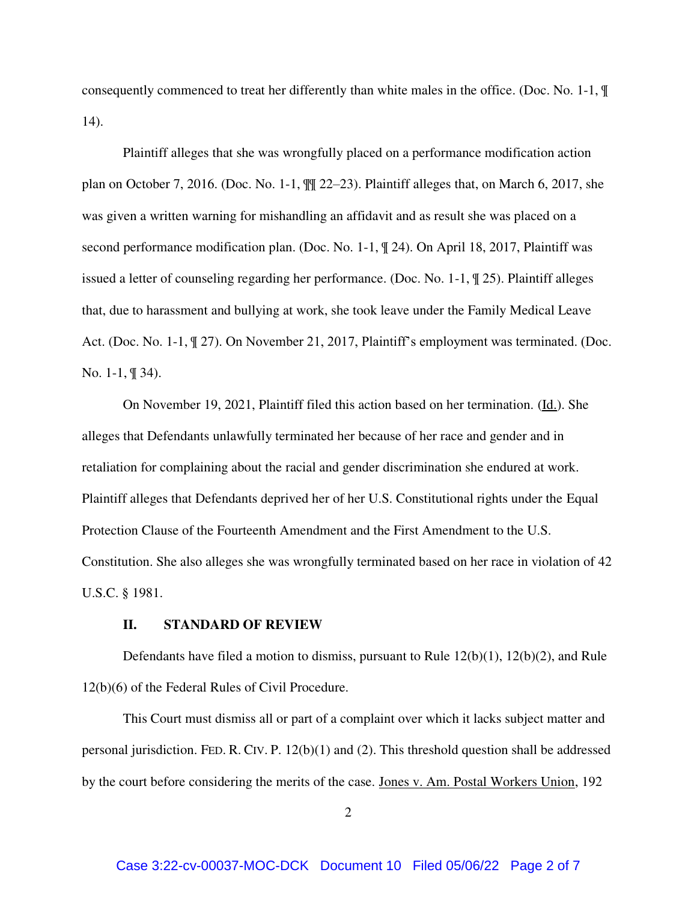consequently commenced to treat her differently than white males in the office. (Doc. No. 1-1, ¶ 14).

Plaintiff alleges that she was wrongfully placed on a performance modification action plan on October 7, 2016. (Doc. No. 1-1, ¶¶ 22–23). Plaintiff alleges that, on March 6, 2017, she was given a written warning for mishandling an affidavit and as result she was placed on a second performance modification plan. (Doc. No. 1-1, ¶ 24). On April 18, 2017, Plaintiff was issued a letter of counseling regarding her performance. (Doc. No. 1-1, ¶ 25). Plaintiff alleges that, due to harassment and bullying at work, she took leave under the Family Medical Leave Act. (Doc. No. 1-1, ¶ 27). On November 21, 2017, Plaintiff's employment was terminated. (Doc. No. 1-1, ¶ 34).

On November 19, 2021, Plaintiff filed this action based on her termination. (Id.). She alleges that Defendants unlawfully terminated her because of her race and gender and in retaliation for complaining about the racial and gender discrimination she endured at work. Plaintiff alleges that Defendants deprived her of her U.S. Constitutional rights under the Equal Protection Clause of the Fourteenth Amendment and the First Amendment to the U.S. Constitution. She also alleges she was wrongfully terminated based on her race in violation of 42 U.S.C. § 1981.

## II. STANDARD OF REVIEW

Defendants have filed a motion to dismiss, pursuant to Rule 12(b)(1), 12(b)(2), and Rule 12(b)(6) of the Federal Rules of Civil Procedure.

This Court must dismiss all or part of a complaint over which it lacks subject matter and personal jurisdiction. FED. R. CIV. P. 12(b)(1) and (2). This threshold question shall be addressed by the court before considering the merits of the case. Jones v. Am. Postal Workers Union, 192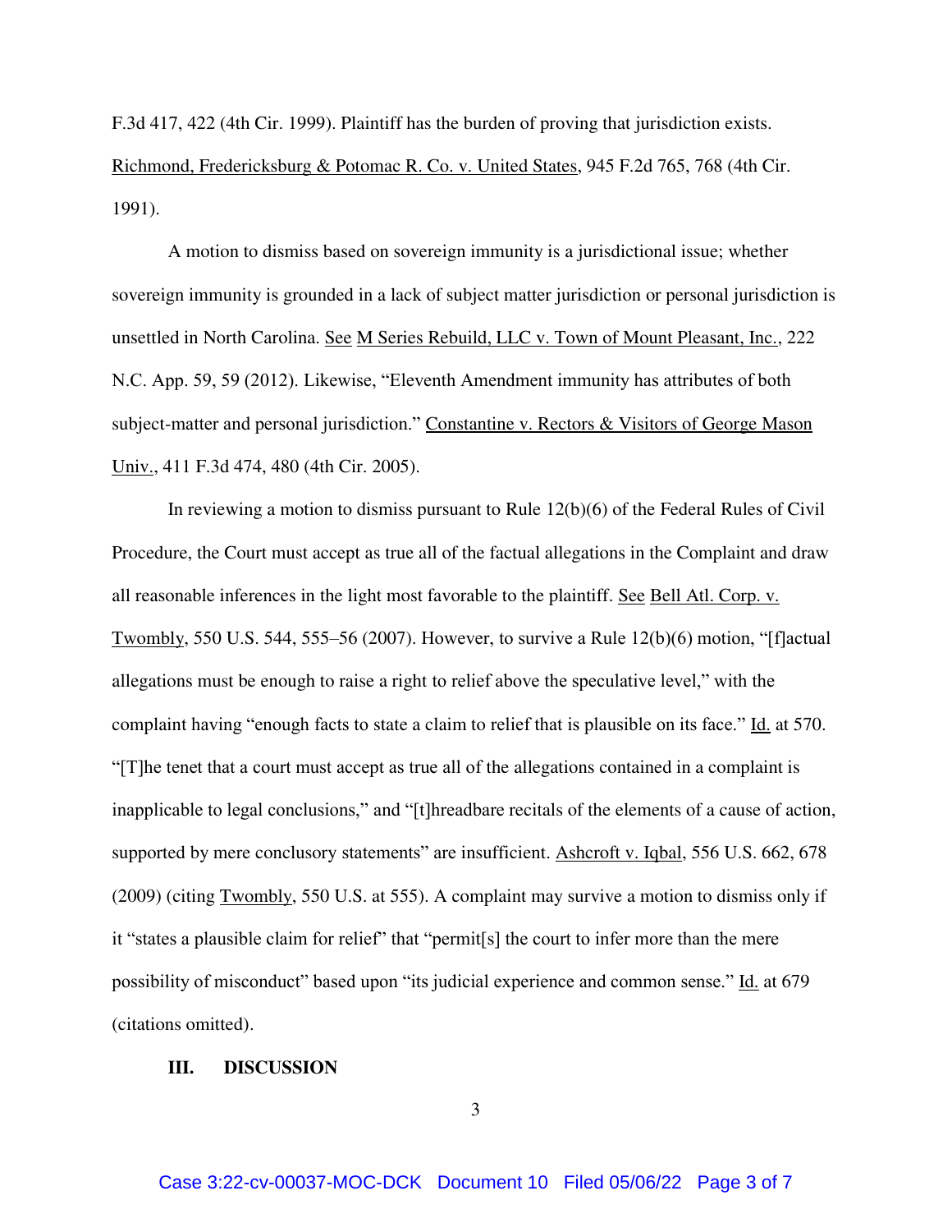F.3d 417, 422 (4th Cir. 1999). Plaintiff has the burden of proving that jurisdiction exists. Richmond, Fredericksburg & Potomac R. Co. v. United States, 945 F.2d 765, 768 (4th Cir. 1991).

A motion to dismiss based on sovereign immunity is a jurisdictional issue; whether sovereign immunity is grounded in a lack of subject matter jurisdiction or personal jurisdiction is unsettled in North Carolina. See M Series Rebuild, LLC v. Town of Mount Pleasant, Inc., 222 N.C. App. 59, 59 (2012). Likewise, "Eleventh Amendment immunity has attributes of both subject-matter and personal jurisdiction." Constantine v. Rectors & Visitors of George Mason Univ., 411 F.3d 474, 480 (4th Cir. 2005).

In reviewing a motion to dismiss pursuant to Rule 12(b)(6) of the Federal Rules of Civil Procedure, the Court must accept as true all of the factual allegations in the Complaint and draw all reasonable inferences in the light most favorable to the plaintiff. See Bell Atl. Corp. v. Twombly, 550 U.S. 544, 555–56 (2007). However, to survive a Rule 12(b)(6) motion, "[f]actual allegations must be enough to raise a right to relief above the speculative level," with the complaint having "enough facts to state a claim to relief that is plausible on its face." Id. at 570. "[T]he tenet that a court must accept as true all of the allegations contained in a complaint is inapplicable to legal conclusions," and "[t]hreadbare recitals of the elements of a cause of action, supported by mere conclusory statements" are insufficient. Ashcroft v. Iqbal, 556 U.S. 662, 678 (2009) (citing Twombly, 550 U.S. at 555). A complaint may survive a motion to dismiss only if it "states a plausible claim for relief" that "permit[s] the court to infer more than the mere possibility of misconduct" based upon "its judicial experience and common sense." Id. at 679 (citations omitted).

## III. DISCUSSION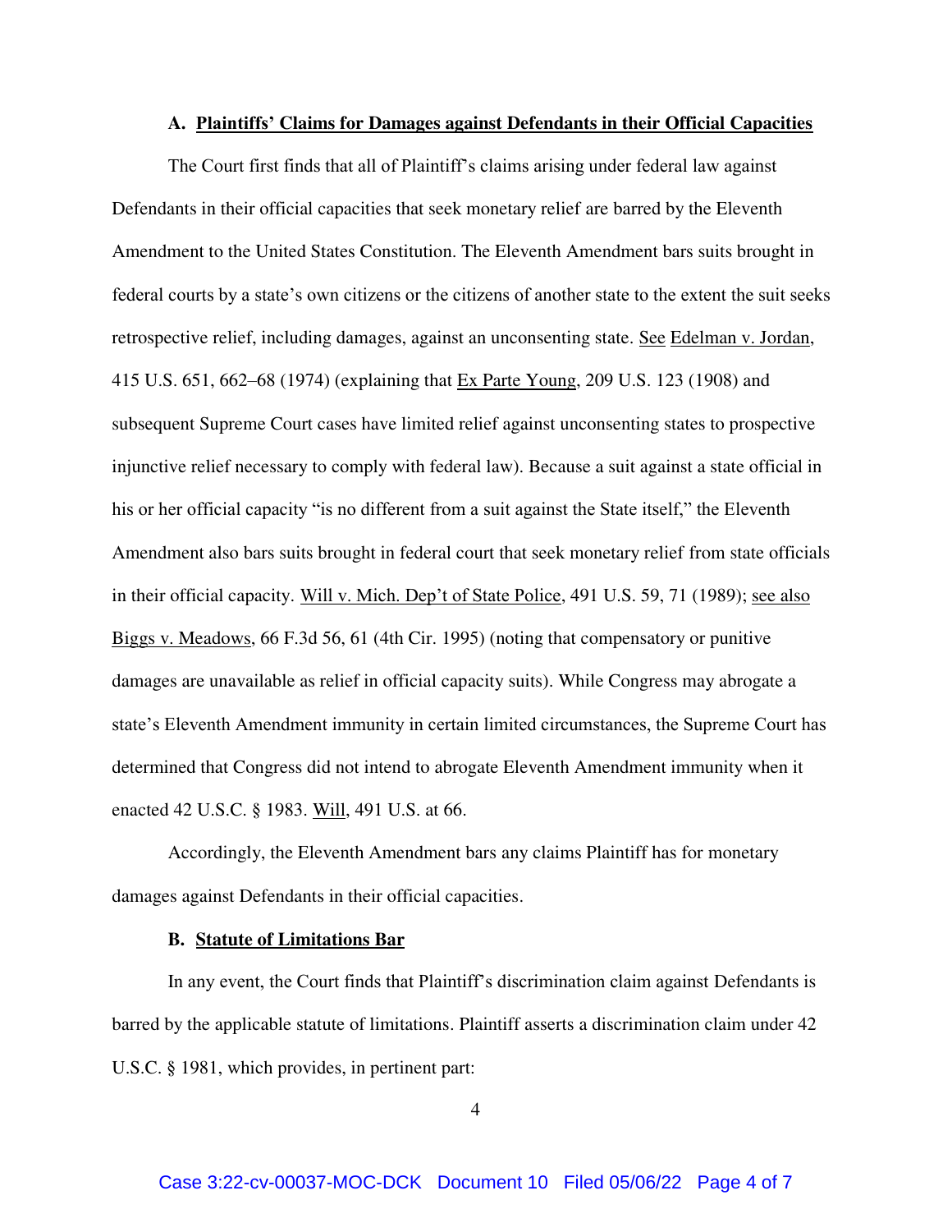### A. Plaintiffs' Claims for Damages against Defendants in their Official Capacities

The Court first finds that all of Plaintiff's claims arising under federal law against Defendants in their official capacities that seek monetary relief are barred by the Eleventh Amendment to the United States Constitution. The Eleventh Amendment bars suits brought in federal courts by a state's own citizens or the citizens of another state to the extent the suit seeks retrospective relief, including damages, against an unconsenting state. See Edelman v. Jordan, 415 U.S. 651, 662–68 (1974) (explaining that Ex Parte Young, 209 U.S. 123 (1908) and subsequent Supreme Court cases have limited relief against unconsenting states to prospective injunctive relief necessary to comply with federal law). Because a suit against a state official in his or her official capacity "is no different from a suit against the State itself," the Eleventh Amendment also bars suits brought in federal court that seek monetary relief from state officials in their official capacity. Will v. Mich. Dep't of State Police, 491 U.S. 59, 71 (1989); see also Biggs v. Meadows, 66 F.3d 56, 61 (4th Cir. 1995) (noting that compensatory or punitive damages are unavailable as relief in official capacity suits). While Congress may abrogate a state's Eleventh Amendment immunity in certain limited circumstances, the Supreme Court has determined that Congress did not intend to abrogate Eleventh Amendment immunity when it enacted 42 U.S.C. § 1983. Will, 491 U.S. at 66.

Accordingly, the Eleventh Amendment bars any claims Plaintiff has for monetary damages against Defendants in their official capacities.

### B. Statute of Limitations Bar

In any event, the Court finds that Plaintiff's discrimination claim against Defendants is barred by the applicable statute of limitations. Plaintiff asserts a discrimination claim under 42 U.S.C. § 1981, which provides, in pertinent part: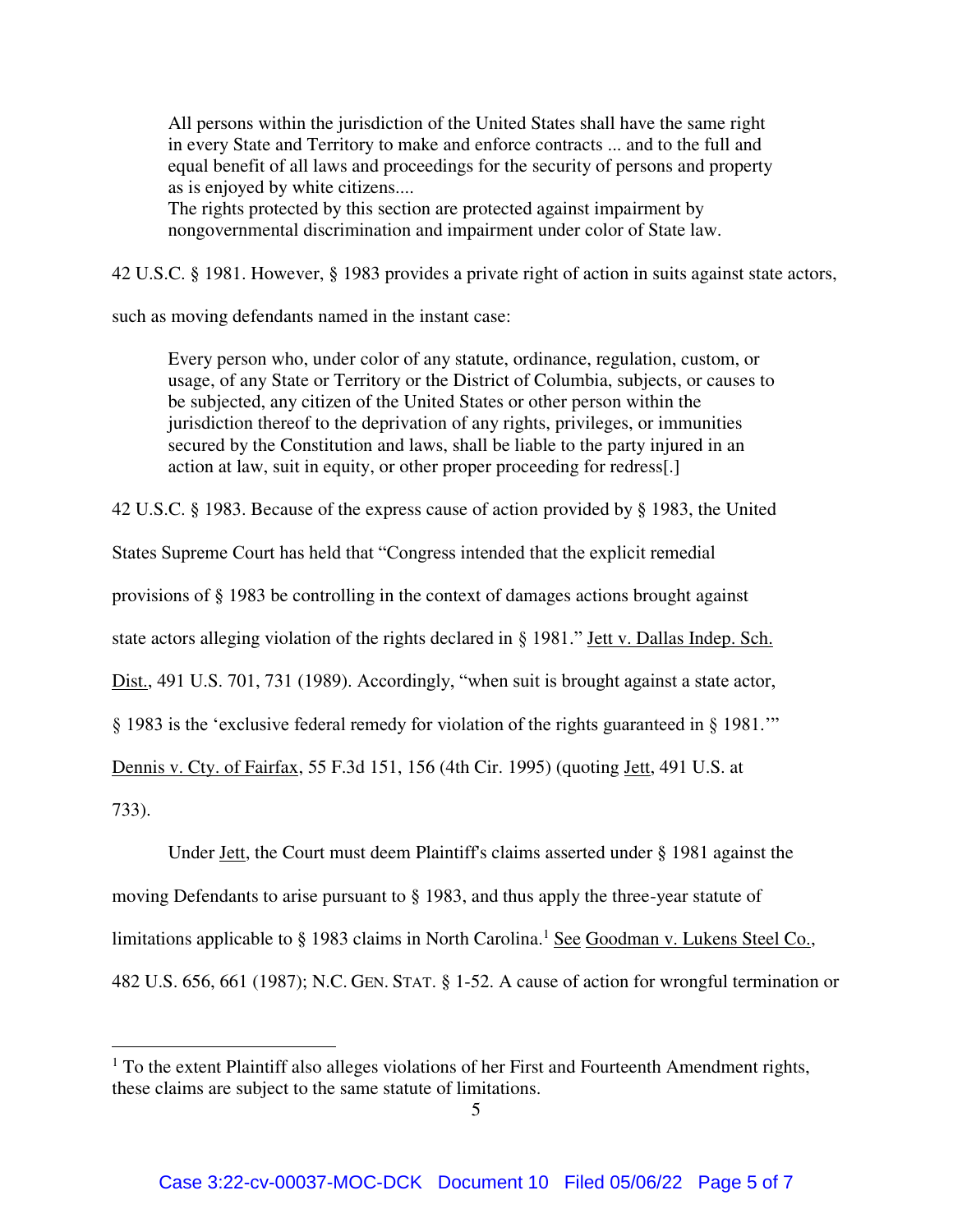> All persons within the jurisdiction of the United States shall have the same right in every State and Territory to make and enforce contracts ... and to the full and equal benefit of all laws and proceedings for the security of persons and property as is enjoyed by white citizens....
> The rights protected by this section are protected against impairment by nongovernmental discrimination and impairment under color of State law.

42 U.S.C. § 1981. However, § 1983 provides a private right of action in suits against state actors, such as moving defendants named in the instant case:

> Every person who, under color of any statute, ordinance, regulation, custom, or usage, of any State or Territory or the District of Columbia, subjects, or causes to be subjected, any citizen of the United States or other person within the jurisdiction thereof to the deprivation of any rights, privileges, or immunities secured by the Constitution and laws, shall be liable to the party injured in an action at law, suit in equity, or other proper proceeding for redress[.]

42 U.S.C. § 1983. Because of the express cause of action provided by § 1983, the United States Supreme Court has held that "Congress intended that the explicit remedial provisions of § 1983 be controlling in the context of damages actions brought against state actors alleging violation of the rights declared in § 1981." Jett v. Dallas Indep. Sch. Dist., 491 U.S. 701, 731 (1989). Accordingly, "when suit is brought against a state actor, § 1983 is the 'exclusive federal remedy for violation of the rights guaranteed in § 1981.'" Dennis v. Cty. of Fairfax, 55 F.3d 151, 156 (4th Cir. 1995) (quoting Jett, 491 U.S. at 733).

Under Jett, the Court must deem Plaintiff's claims asserted under § 1981 against the moving Defendants to arise pursuant to § 1983, and thus apply the three-year statute of limitations applicable to § 1983 claims in North Carolina.[1] See Goodman v. Lukens Steel Co., 482 U.S. 656, 661 (1987); N.C. GEN. STAT. § 1-52. A cause of action for wrongful termination or

[1] To the extent Plaintiff also alleges violations of her First and Fourteenth Amendment rights, these claims are subject to the same statute of limitations.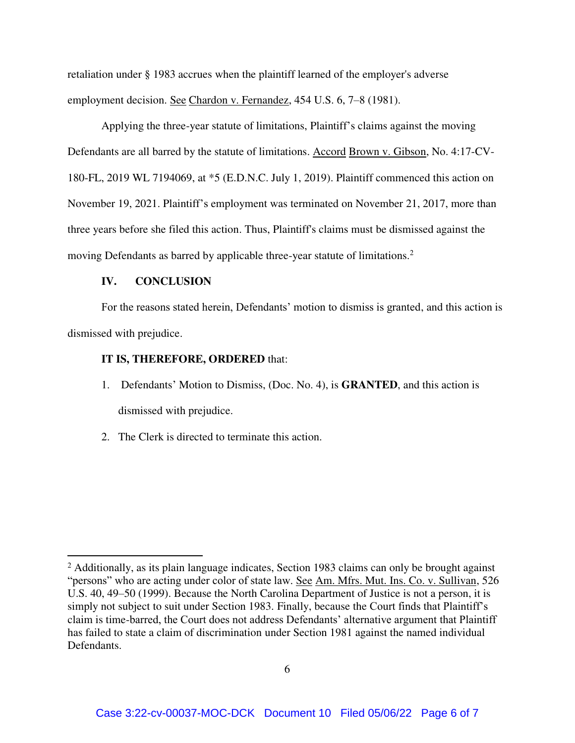retaliation under § 1983 accrues when the plaintiff learned of the employer's adverse employment decision. See Chardon v. Fernandez, 454 U.S. 6, 7–8 (1981).

Applying the three-year statute of limitations, Plaintiff's claims against the moving Defendants are all barred by the statute of limitations. Accord Brown v. Gibson, No. 4:17-CV-180-FL, 2019 WL 7194069, at *5 (E.D.N.C. July 1, 2019). Plaintiff commenced this action on November 19, 2021. Plaintiff's employment was terminated on November 21, 2017, more than three years before she filed this action. Thus, Plaintiff's claims must be dismissed against the moving Defendants as barred by applicable three-year statute of limitations.[2]

## IV. CONCLUSION

For the reasons stated herein, Defendants' motion to dismiss is granted, and this action is dismissed with prejudice.

**IT IS, THEREFORE, ORDERED** that:

1. Defendants' Motion to Dismiss, (Doc. No. 4), is **GRANTED**, and this action is dismissed with prejudice.
2. The Clerk is directed to terminate this action.

---

[2] Additionally, as its plain language indicates, Section 1983 claims can only be brought against "persons" who are acting under color of state law. See Am. Mfrs. Mut. Ins. Co. v. Sullivan, 526 U.S. 40, 49–50 (1999). Because the North Carolina Department of Justice is not a person, it is simply not subject to suit under Section 1983. Finally, because the Court finds that Plaintiff's claim is time-barred, the Court does not address Defendants' alternative argument that Plaintiff has failed to state a claim of discrimination under Section 1981 against the named individual Defendants.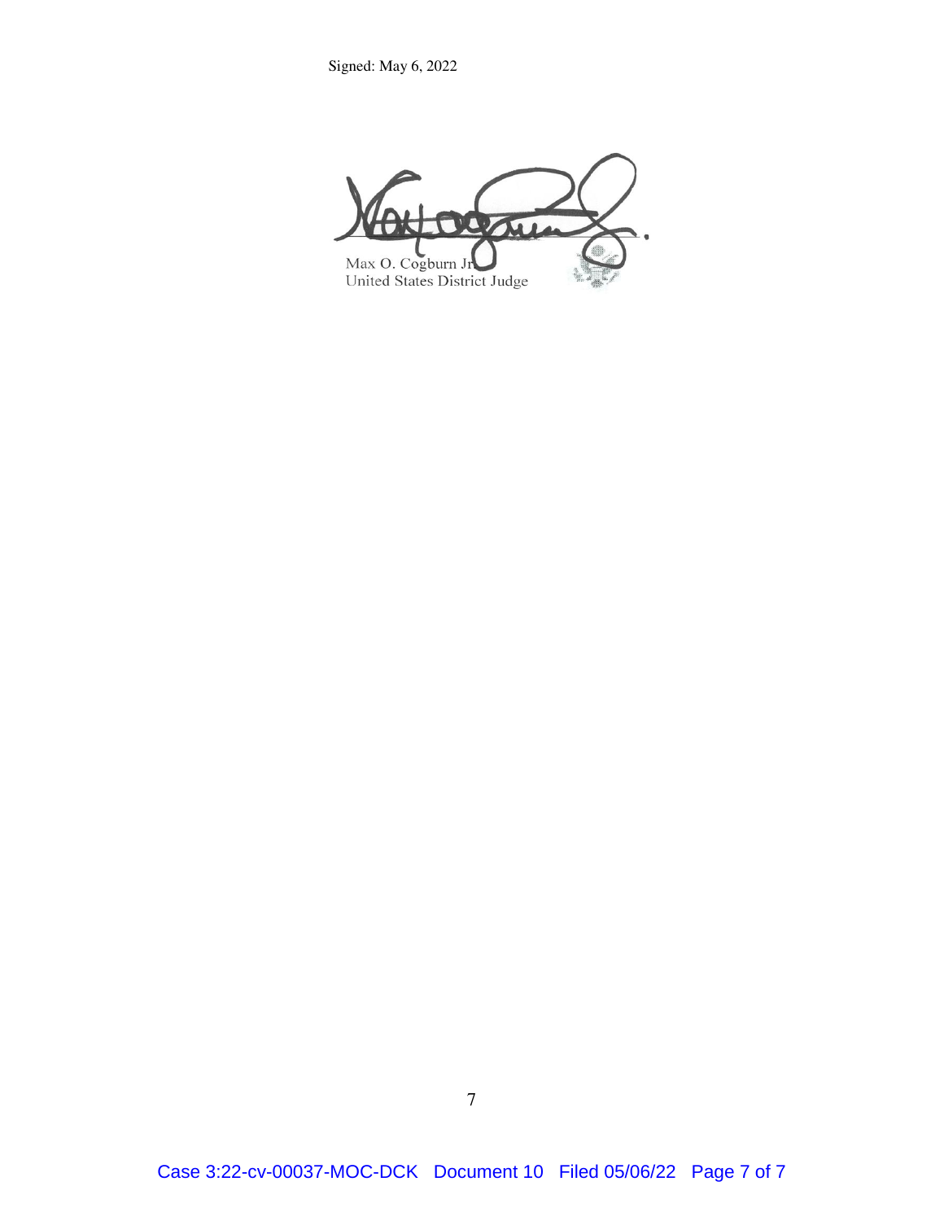Signed: May 6, 2022

Max O. Cogburn Jr.
United States District Judge